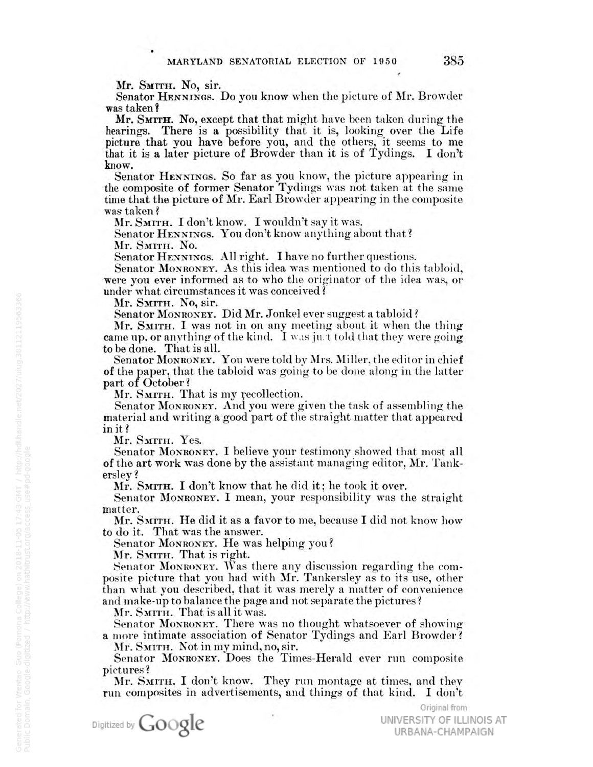Mr. SMITH. No, sir.

Senator HENNINGS. Do you know when the picture of Mr. Browder was taken?

Mr. SMITH. No, except that that might have been taken during the hearings. There is a possibility that it is, looking over the Life picture that you have before you, and the others, it seems to me that it is a later picture of Browder than it is of Tydings. I don't know.

Senator HENNINGS. So far as you know, the picture appearing in the composite of former Senator Tydings was not taken at the same time that the picture of Mr. Earl Browder appearing in the composite was taken?

Mr. SMITH. I don't know. I wouldn't say it was.

Senator HENNINGS. You don't know anything about that?

Mr. SMITH. No.

Senator HENNINGS. All right. I have no further questions.

Senator MONRONEY. As this idea was mentioned to do this tabloid, were you ever informed as to who the originator of the idea was, or under what circumstances it was conceived?

Mr. SMITH. No, sir.

Senator MONRONEY. Did Mr. Jonkel ever suggest a tabloid?

Mr. SMITH. I was not in on any meeting about it when the thing came up, or anything of the kind. I was just told that they were going to be done. That is all.

Senator MONRONEY. You were told by Mrs. Miller, the editor in chief of the paper, that the tabloid was going to be done along in the latter part of October?

Mr. SMITH. That is my recollection.

Senator MONRONEY. And you were given the task of assembling the material and writing a good part of the straight matter that appeared in it?

Mr. SMITH. Yes.

Senator MONRONEY. I believe your testimony showed that most all of the art work was done by the assistant managing editor, Mr. Tankersley?

Mr. SMITH. I don't know that he did it; he took it over.

Senator MONRONEY. I mean, your responsibility was the straight matter.

Mr. SMITH. He did it as a favor to me, because I did not know how to do it. That was the answer.

Senator MONRONEY. He was helping you?

Mr. SMITH. That is right.

Senator MONRONEY. Was there any discussion regarding the composite picture that you had with Mr. Tankersley as to its use, other than what you described, that it was merely a matter of convenience and make-up to balance the page and not separate the pictures?

Mr. SMITH. That is all it was.

Senator MONRONEY. There was no thought whatsoever of showing a more intimate association of Senator Tydings and Earl Browder?

Mr. SMITH. Not in my mind, no, sir.

Senator MONRONEY. Does the Times-Herald ever run composite pictures?

Mr. SMITH. I don't know. They run montage at times, and they run composites in advertisements, and things of that kind. I don't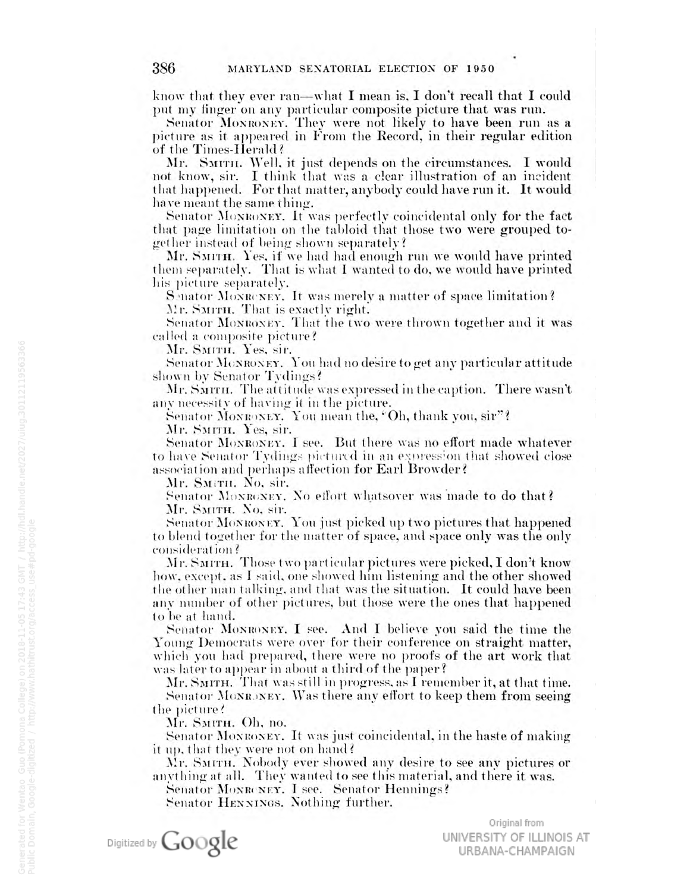know that they ever ran—what I mean is, I don't recall that I could put my finger on any particular composite picture that was run.

Senator MONRONEY. They were not likely to have been run as a picture as it appeared in From the Record, in their regular edition of the Times-Herald?

Mr. SMITH. Well, it just depends on the circumstances. I would not know, sir. I think that was a clear illustration of an incident that happened. For that matter, anybody could have run it. It would have meant the same thing.

Senator MONRONEY. It was perfectly coincidental only for the fact that page limitation on the tabloid that those two were grouped together instead of being shown separately?

Mr. SMITH. Yes, if we had had enough run we would have printed them separately. That is what I wanted to do, we would have printed his picture separately.

Senator MONRONEY. It was merely a matter of space limitation?

Mr. SMITH. That is exactly right.

Senator MONRONEY. That the two were thrown together and it was called a composite picture?

Mr. SMITH. Yes, sir.

Senator MONRONEY. You had no desire to get any particular attitude shown by Senator Tydings?

Mr. SMITH. The attitude was expressed in the caption. There wasn't any necessity of having it in the picture.

Senator MONRONEY. You mean the, "Oh, thank you, sir"?

Mr. SMITH. Yes, sir.

Senator MONRONEY. I see. But there was no effort made whatever to have Senator Tydings pictured in an expression that showed close association and perhaps affection for Earl Browder?

Mr. SMITH. No, sir.

Senator MONRONEY. No effort whatsoever was made to do that?

Mr. SMITH. No, sir.

Senator MONRONEY. You just picked up two pictures that happened to blend together for the matter of space, and space only was the only consideration?

Mr. SMITH. Those two particular pictures were picked, I don't know how, except, as I said, one showed him listening and the other showed the other man talking, and that was the situation. It could have been any number of other pictures, but those were the ones that happened to be at hand.

Senator MONRONEY. I see. And I believe you said the time the Young Democrats were over for their conference on straight matter, which you had prepared, there were no proofs of the art work that was later to appear in about a third of the paper?

Mr. SMITH. That was still in progress, as I remember it, at that time.

Senator MONRONEY. Was there any effort to keep them from seeing the picture?

Mr. SMITH. Oh, no.

Senator MONRONEY. It was just coincidental, in the haste of making it up, that they were not on hand?

Mr. SMITH. Nobody ever showed any desire to see any pictures or anything at all. They wanted to see this material, and there it was.

Senator MONRONEY. I see. Senator Hennings?

Senator HENNINGS. Nothing further.